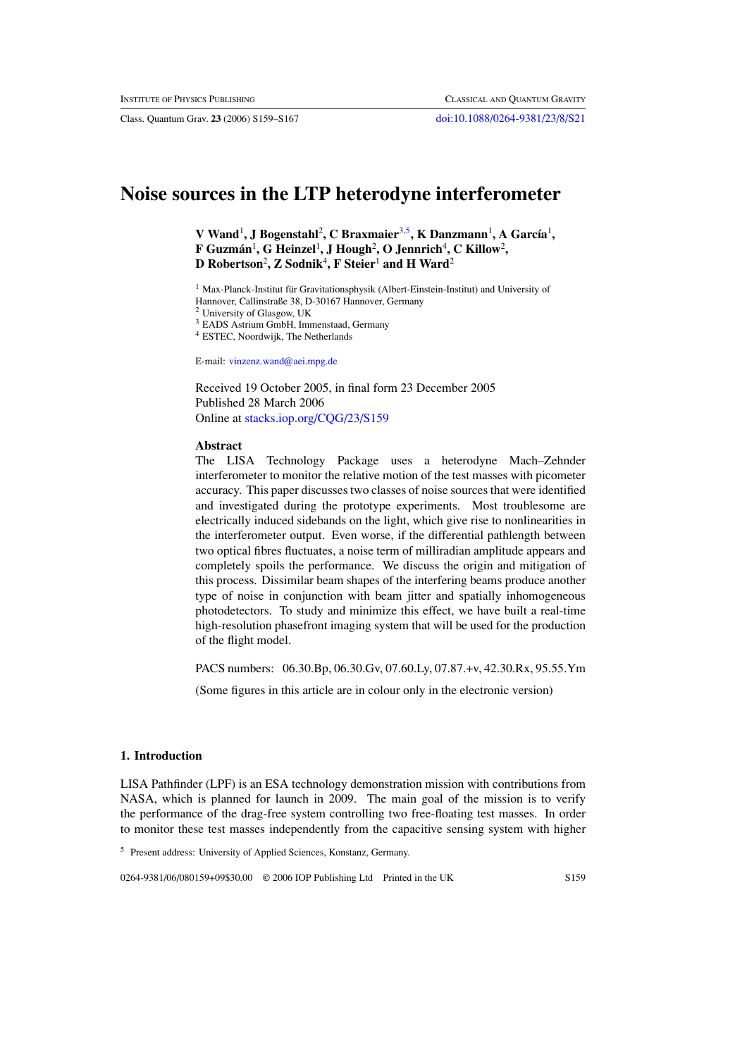# Noise sources in the LTP heterodyne interferometer

**V Wand[1], J Bogenstahl[2], C Braxmaier[3,5], K Danzmann[1], A García[1], F Guzmán[1], G Heinzel[1], J Hough[2], O Jennrich[4], C Killow[2], D Robertson[2], Z Sodnik[4], F Steier[1] and H Ward[2]**

[1] Max-Planck-Institut für Gravitationsphysik (Albert-Einstein-Institut) and University of Hannover, Callinstraße 38, D-30167 Hannover, Germany
[2] University of Glasgow, UK
[3] EADS Astrium GmbH, Immenstaad, Germany
[4] ESTEC, Noordwijk, The Netherlands

E-mail: vinzenz.wand@aei.mpg.de

Received 19 October 2005, in final form 23 December 2005
Published 28 March 2006
Online at stacks.iop.org/CQG/23/S159

## Abstract

The LISA Technology Package uses a heterodyne Mach–Zehnder interferometer to monitor the relative motion of the test masses with picometer accuracy. This paper discusses two classes of noise sources that were identified and investigated during the prototype experiments. Most troublesome are electrically induced sidebands on the light, which give rise to nonlinearities in the interferometer output. Even worse, if the differential pathlength between two optical fibres fluctuates, a noise term of milliradian amplitude appears and completely spoils the performance. We discuss the origin and mitigation of this process. Dissimilar beam shapes of the interfering beams produce another type of noise in conjunction with beam jitter and spatially inhomogeneous photodetectors. To study and minimize this effect, we have built a real-time high-resolution phasefront imaging system that will be used for the production of the flight model.

PACS numbers: 06.30.Bp, 06.30.Gv, 07.60.Ly, 07.87.+v, 42.30.Rx, 95.55.Ym

(Some figures in this article are in colour only in the electronic version)

## 1. Introduction

LISA Pathfinder (LPF) is an ESA technology demonstration mission with contributions from NASA, which is planned for launch in 2009. The main goal of the mission is to verify the performance of the drag-free system controlling two free-floating test masses. In order to monitor these test masses independently from the capacitive sensing system with higher

[5] Present address: University of Applied Sciences, Konstanz, Germany.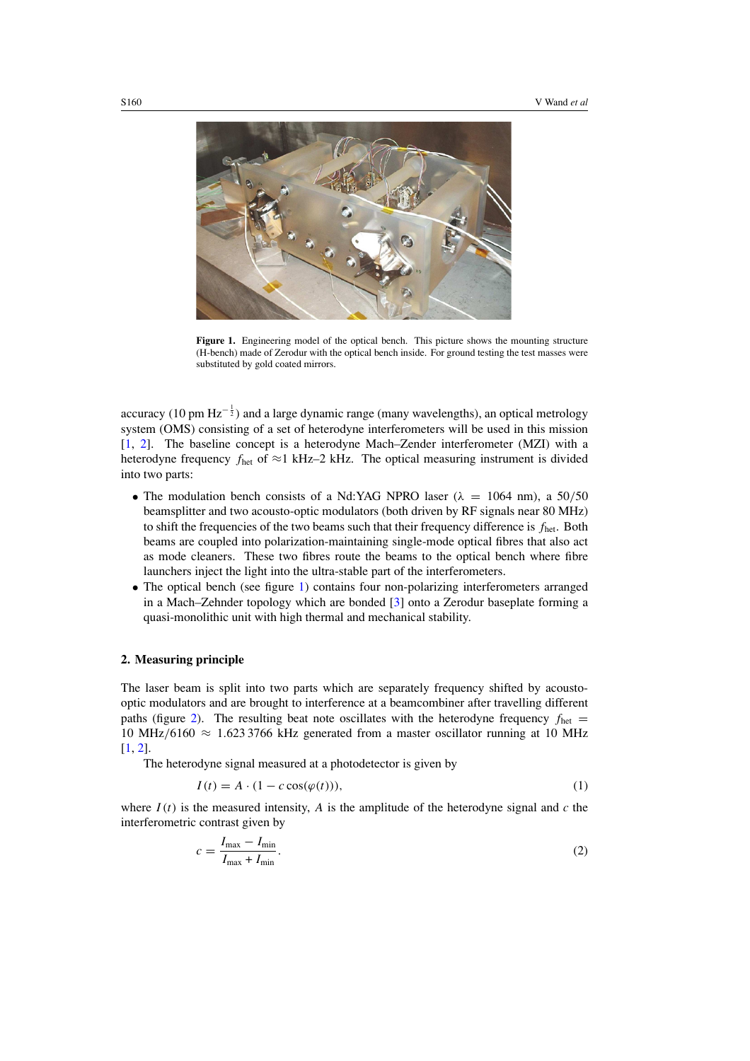**Figure 1.** Engineering model of the optical bench. This picture shows the mounting structure (H-bench) made of Zerodur with the optical bench inside. For ground testing the test masses were substituted by gold coated mirrors.

accuracy (10 pm $\text{Hz}^{-\frac{1}{2}}$) and a large dynamic range (many wavelengths), an optical metrology system (OMS) consisting of a set of heterodyne interferometers will be used in this mission [1, 2]. The baseline concept is a heterodyne Mach–Zender interferometer (MZI) with a heterodyne frequency $f_{\text{het}}$ of ≈1 kHz–2 kHz. The optical measuring instrument is divided into two parts:

- The modulation bench consists of a Nd:YAG NPRO laser ($\lambda = 1064$ nm), a 50/50 beamsplitter and two acousto-optic modulators (both driven by RF signals near 80 MHz) to shift the frequencies of the two beams such that their frequency difference is $f_{\text{het}}$. Both beams are coupled into polarization-maintaining single-mode optical fibres that also act as mode cleaners. These two fibres route the beams to the optical bench where fibre launchers inject the light into the ultra-stable part of the interferometers.
- The optical bench (see figure 1) contains four non-polarizing interferometers arranged in a Mach–Zehnder topology which are bonded [3] onto a Zerodur baseplate forming a quasi-monolithic unit with high thermal and mechanical stability.

## 2. Measuring principle

The laser beam is split into two parts which are separately frequency shifted by acousto-optic modulators and are brought to interference at a beamcombiner after travelling different paths (figure 2). The resulting beat note oscillates with the heterodyne frequency $f_{\text{het}} = 10\ \text{MHz}/6160 \approx 1.623\,3766$ kHz generated from a master oscillator running at 10 MHz [1, 2].

The heterodyne signal measured at a photodetector is given by

$$I(t) = A \cdot (1 - c\cos(\varphi(t))), \tag{1}$$

where $I(t)$ is the measured intensity, $A$ is the amplitude of the heterodyne signal and $c$ the interferometric contrast given by

$$c = \frac{I_{\max} - I_{\min}}{I_{\max} + I_{\min}}. \tag{2}$$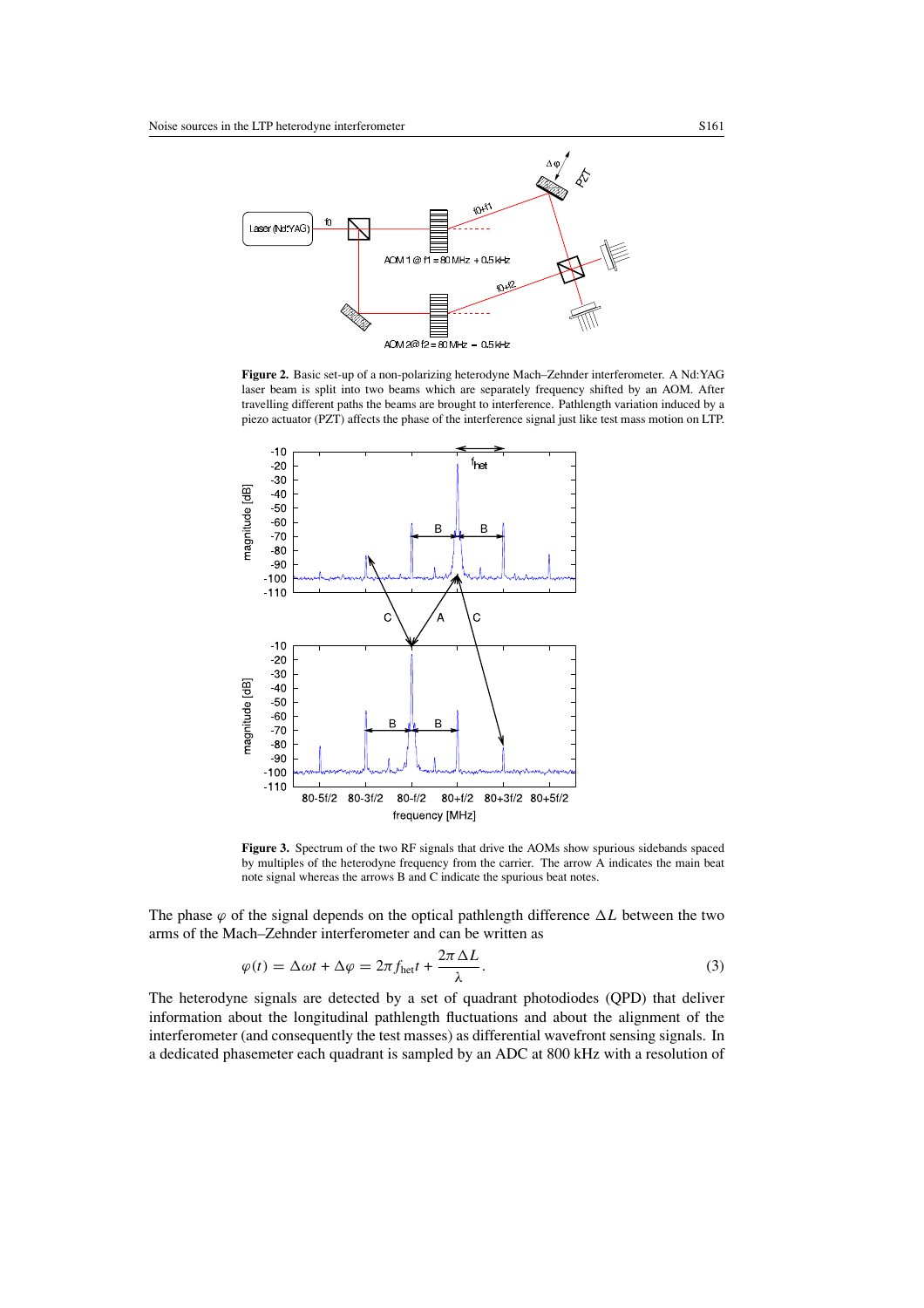**Figure 2.** Basic set-up of a non-polarizing heterodyne Mach–Zehnder interferometer. A Nd:YAG laser beam is split into two beams which are separately frequency shifted by an AOM. After travelling different paths the beams are brought to interference. Pathlength variation induced by a piezo actuator (PZT) affects the phase of the interference signal just like test mass motion on LTP.

**Figure 3.** Spectrum of the two RF signals that drive the AOMs show spurious sidebands spaced by multiples of the heterodyne frequency from the carrier. The arrow A indicates the main beat note signal whereas the arrows B and C indicate the spurious beat notes.

The phase $\varphi$ of the signal depends on the optical pathlength difference $\Delta L$ between the two arms of the Mach–Zehnder interferometer and can be written as

$$\varphi(t) = \Delta\omega t + \Delta\varphi = 2\pi f_{\text{het}} t + \frac{2\pi \Delta L}{\lambda}. \tag{3}$$

The heterodyne signals are detected by a set of quadrant photodiodes (QPD) that deliver information about the longitudinal pathlength fluctuations and about the alignment of the interferometer (and consequently the test masses) as differential wavefront sensing signals. In a dedicated phasemeter each quadrant is sampled by an ADC at 800 kHz with a resolution of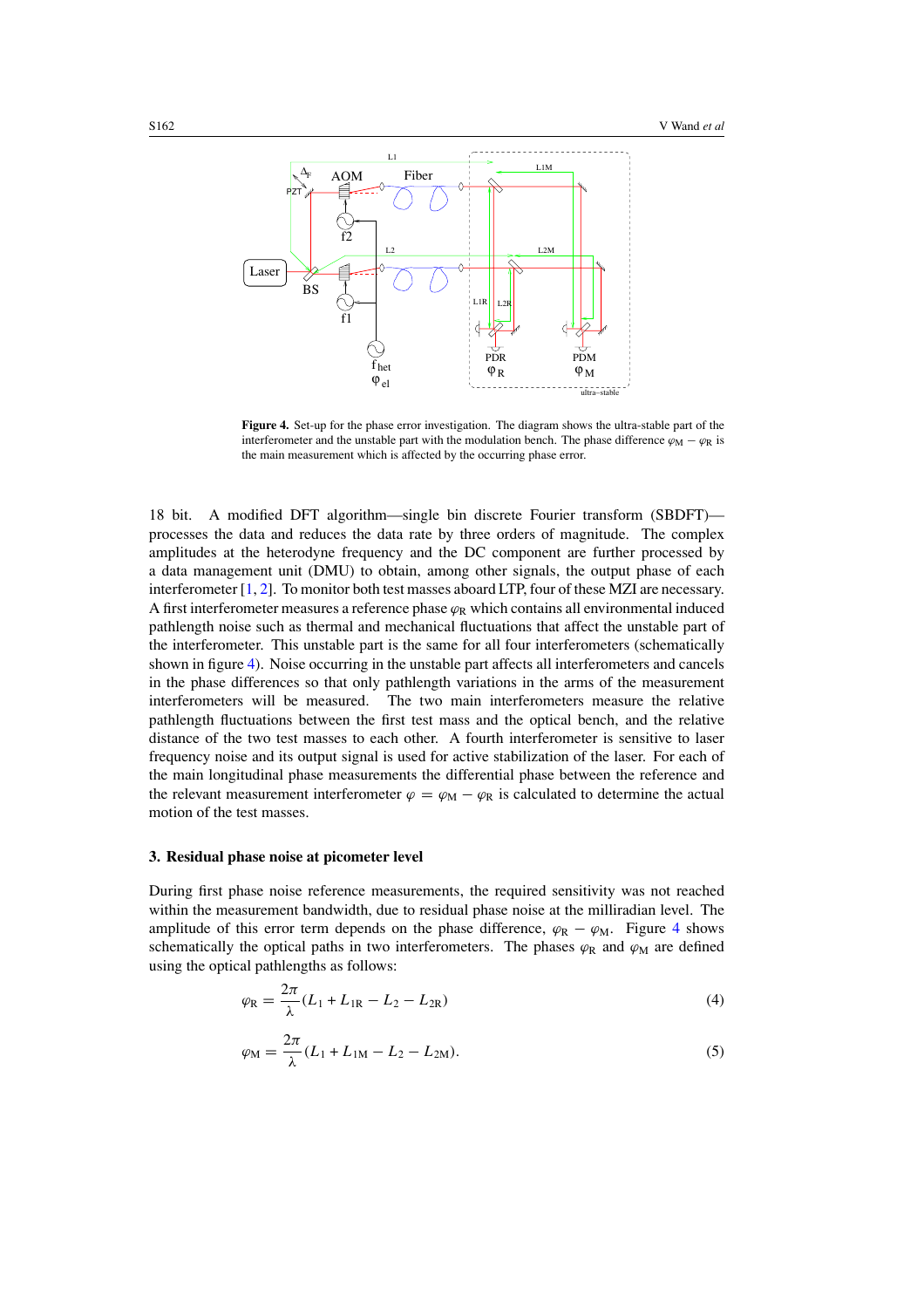**Figure 4.** Set-up for the phase error investigation. The diagram shows the ultra-stable part of the interferometer and the unstable part with the modulation bench. The phase difference $\varphi_M - \varphi_R$ is the main measurement which is affected by the occurring phase error.

18 bit. A modified DFT algorithm—single bin discrete Fourier transform (SBDFT)—processes the data and reduces the data rate by three orders of magnitude. The complex amplitudes at the heterodyne frequency and the DC component are further processed by a data management unit (DMU) to obtain, among other signals, the output phase of each interferometer [1, 2]. To monitor both test masses aboard LTP, four of these MZI are necessary. A first interferometer measures a reference phase $\varphi_R$ which contains all environmental induced pathlength noise such as thermal and mechanical fluctuations that affect the unstable part of the interferometer. This unstable part is the same for all four interferometers (schematically shown in figure 4). Noise occurring in the unstable part affects all interferometers and cancels in the phase differences so that only pathlength variations in the arms of the measurement interferometers will be measured. The two main interferometers measure the relative pathlength fluctuations between the first test mass and the optical bench, and the relative distance of the two test masses to each other. A fourth interferometer is sensitive to laser frequency noise and its output signal is used for active stabilization of the laser. For each of the main longitudinal phase measurements the differential phase between the reference and the relevant measurement interferometer $\varphi = \varphi_M - \varphi_R$ is calculated to determine the actual motion of the test masses.

### 3. Residual phase noise at picometer level

During first phase noise reference measurements, the required sensitivity was not reached within the measurement bandwidth, due to residual phase noise at the milliradian level. The amplitude of this error term depends on the phase difference, $\varphi_R - \varphi_M$. Figure 4 shows schematically the optical paths in two interferometers. The phases $\varphi_R$ and $\varphi_M$ are defined using the optical pathlengths as follows:

$$\varphi_R = \frac{2\pi}{\lambda}(L_1 + L_{1R} - L_2 - L_{2R}) \tag{4}$$

$$\varphi_M = \frac{2\pi}{\lambda}(L_1 + L_{1M} - L_2 - L_{2M}). \tag{5}$$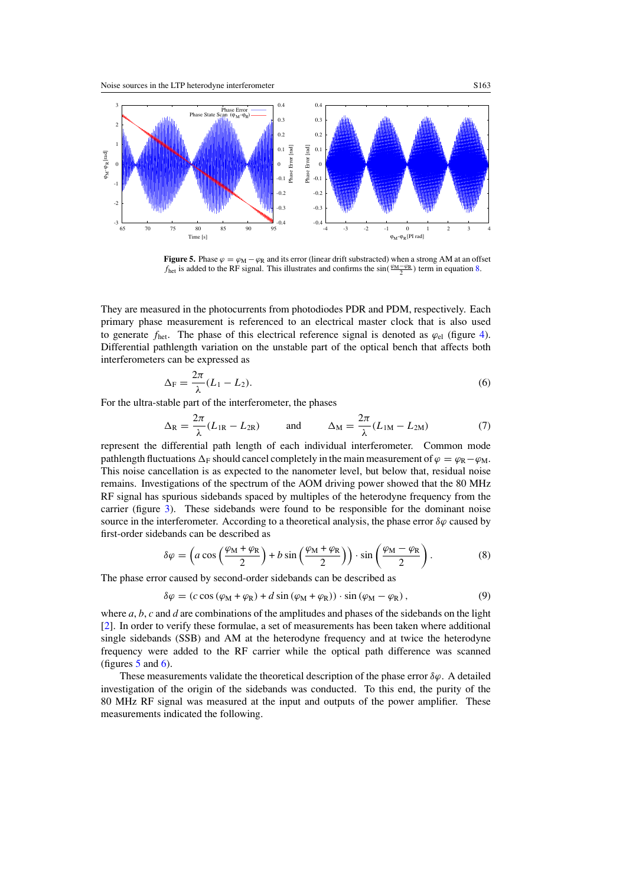**Figure 5.** Phase $\varphi = \varphi_M - \varphi_R$ and its error (linear drift substracted) when a strong AM at an offset $f_{het}$ is added to the RF signal. This illustrates and confirms the $\sin(\frac{\varphi_M - \varphi_R}{2})$ term in equation 8.

They are measured in the photocurrents from photodiodes PDR and PDM, respectively. Each primary phase measurement is referenced to an electrical master clock that is also used to generate $f_{het}$. The phase of this electrical reference signal is denoted as $\varphi_{el}$ (figure 4). Differential pathlength variation on the unstable part of the optical bench that affects both interferometers can be expressed as

$$\Delta_F = \frac{2\pi}{\lambda}(L_1 - L_2). \tag{6}$$

For the ultra-stable part of the interferometer, the phases

$$\Delta_R = \frac{2\pi}{\lambda}(L_{1R} - L_{2R}) \qquad \text{and} \qquad \Delta_M = \frac{2\pi}{\lambda}(L_{1M} - L_{2M}) \tag{7}$$

represent the differential path length of each individual interferometer. Common mode pathlength fluctuations $\Delta_F$ should cancel completely in the main measurement of $\varphi = \varphi_R - \varphi_M$. This noise cancellation is as expected to the nanometer level, but below that, residual noise remains. Investigations of the spectrum of the AOM driving power showed that the 80 MHz RF signal has spurious sidebands spaced by multiples of the heterodyne frequency from the carrier (figure 3). These sidebands were found to be responsible for the dominant noise source in the interferometer. According to a theoretical analysis, the phase error $\delta\varphi$ caused by first-order sidebands can be described as

$$\delta\varphi = \left(a\cos\left(\frac{\varphi_M + \varphi_R}{2}\right) + b\sin\left(\frac{\varphi_M + \varphi_R}{2}\right)\right) \cdot \sin\left(\frac{\varphi_M - \varphi_R}{2}\right). \tag{8}$$

The phase error caused by second-order sidebands can be described as

$$\delta\varphi = (c\cos(\varphi_M + \varphi_R) + d\sin(\varphi_M + \varphi_R)) \cdot \sin(\varphi_M - \varphi_R), \tag{9}$$

where $a$, $b$, $c$ and $d$ are combinations of the amplitudes and phases of the sidebands on the light [2]. In order to verify these formulae, a set of measurements has been taken where additional single sidebands (SSB) and AM at the heterodyne frequency and at twice the heterodyne frequency were added to the RF carrier while the optical path difference was scanned (figures 5 and 6).

These measurements validate the theoretical description of the phase error $\delta\varphi$. A detailed investigation of the origin of the sidebands was conducted. To this end, the purity of the 80 MHz RF signal was measured at the input and outputs of the power amplifier. These measurements indicated the following.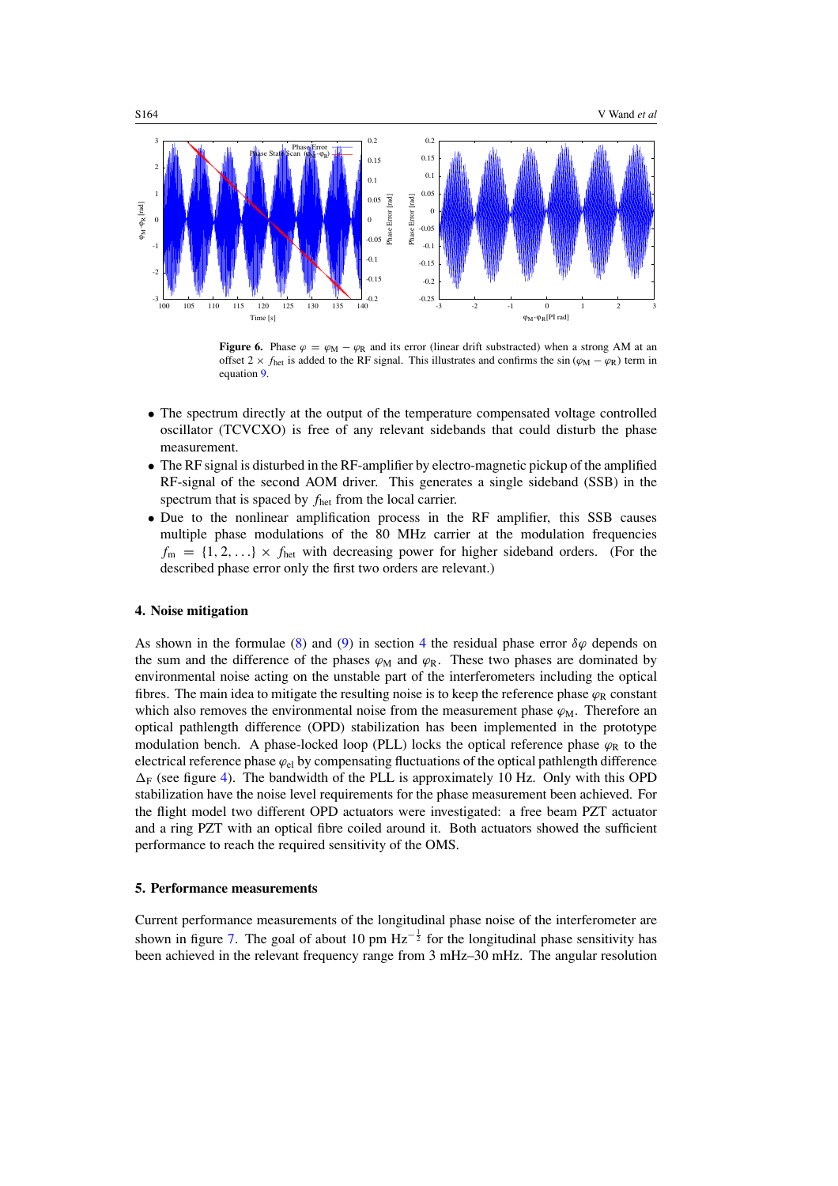**Figure 6.** Phase $\varphi = \varphi_M - \varphi_R$ and its error (linear drift substracted) when a strong AM at an offset $2 \times f_{het}$ is added to the RF signal. This illustrates and confirms the $\sin(\varphi_M - \varphi_R)$ term in equation 9.

- The spectrum directly at the output of the temperature compensated voltage controlled oscillator (TCVCXO) is free of any relevant sidebands that could disturb the phase measurement.
- The RF signal is disturbed in the RF-amplifier by electro-magnetic pickup of the amplified RF-signal of the second AOM driver. This generates a single sideband (SSB) in the spectrum that is spaced by $f_{het}$ from the local carrier.
- Due to the nonlinear amplification process in the RF amplifier, this SSB causes multiple phase modulations of the 80 MHz carrier at the modulation frequencies $f_m = \{1, 2, \ldots\} \times f_{het}$ with decreasing power for higher sideband orders. (For the described phase error only the first two orders are relevant.)

## 4. Noise mitigation

As shown in the formulae (8) and (9) in section 4 the residual phase error $\delta\varphi$ depends on the sum and the difference of the phases $\varphi_M$ and $\varphi_R$. These two phases are dominated by environmental noise acting on the unstable part of the interferometers including the optical fibres. The main idea to mitigate the resulting noise is to keep the reference phase $\varphi_R$ constant which also removes the environmental noise from the measurement phase $\varphi_M$. Therefore an optical pathlength difference (OPD) stabilization has been implemented in the prototype modulation bench. A phase-locked loop (PLL) locks the optical reference phase $\varphi_R$ to the electrical reference phase $\varphi_{el}$ by compensating fluctuations of the optical pathlength difference $\Delta_F$ (see figure 4). The bandwidth of the PLL is approximately 10 Hz. Only with this OPD stabilization have the noise level requirements for the phase measurement been achieved. For the flight model two different OPD actuators were investigated: a free beam PZT actuator and a ring PZT with an optical fibre coiled around it. Both actuators showed the sufficient performance to reach the required sensitivity of the OMS.

## 5. Performance measurements

Current performance measurements of the longitudinal phase noise of the interferometer are shown in figure 7. The goal of about 10 pm $\text{Hz}^{-\frac{1}{2}}$ for the longitudinal phase sensitivity has been achieved in the relevant frequency range from 3 mHz–30 mHz. The angular resolution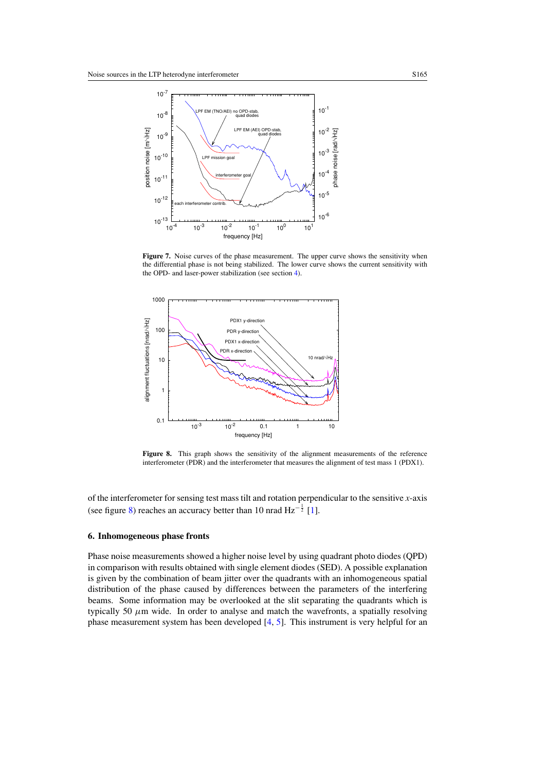**Figure 7.** Noise curves of the phase measurement. The upper curve shows the sensitivity when the differential phase is not being stabilized. The lower curve shows the current sensitivity with the OPD- and laser-power stabilization (see section 4).

**Figure 8.** This graph shows the sensitivity of the alignment measurements of the reference interferometer (PDR) and the interferometer that measures the alignment of test mass 1 (PDX1).

of the interferometer for sensing test mass tilt and rotation perpendicular to the sensitive $x$-axis (see figure 8) reaches an accuracy better than 10 nrad $\mathrm{Hz}^{-\frac{1}{2}}$ [1].

## 6. Inhomogeneous phase fronts

Phase noise measurements showed a higher noise level by using quadrant photo diodes (QPD) in comparison with results obtained with single element diodes (SED). A possible explanation is given by the combination of beam jitter over the quadrants with an inhomogeneous spatial distribution of the phase caused by differences between the parameters of the interfering beams. Some information may be overlooked at the slit separating the quadrants which is typically 50 $\mu$m wide. In order to analyse and match the wavefronts, a spatially resolving phase measurement system has been developed [4, 5]. This instrument is very helpful for an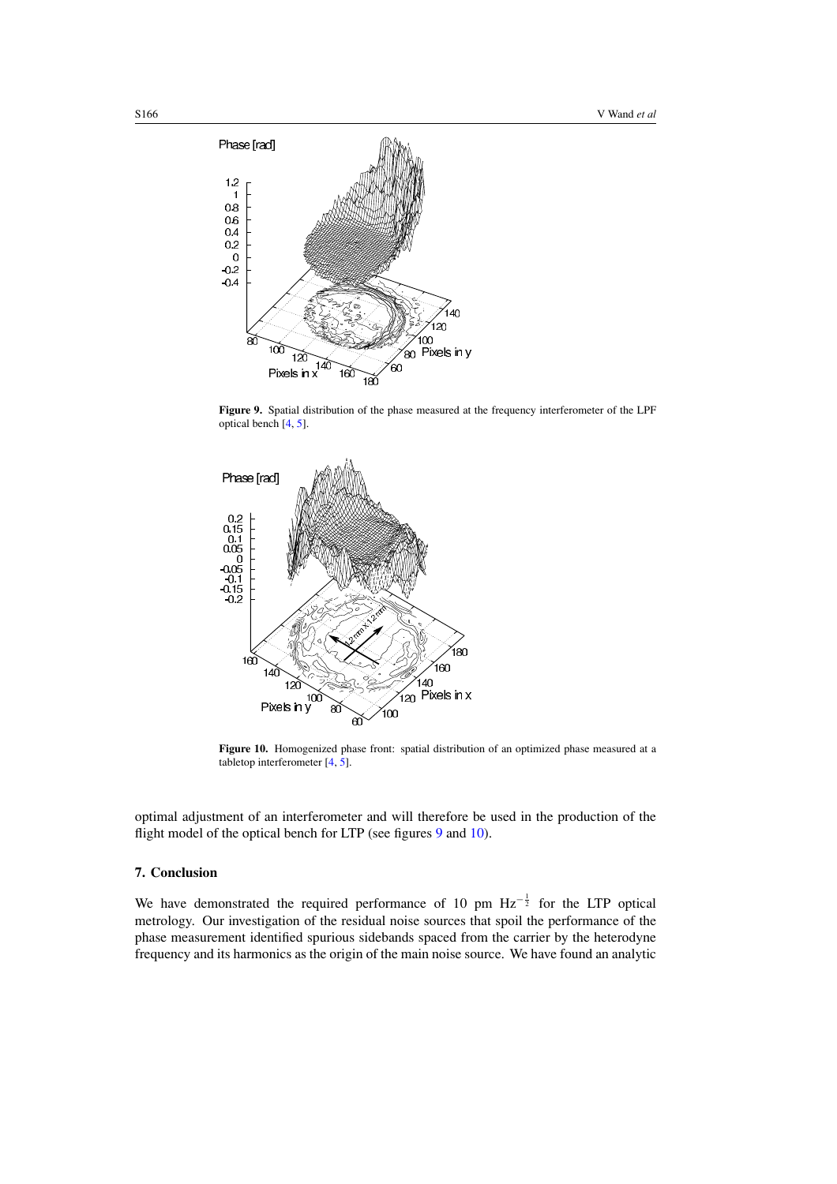**Figure 9.** Spatial distribution of the phase measured at the frequency interferometer of the LPF optical bench [4, 5].

**Figure 10.** Homogenized phase front: spatial distribution of an optimized phase measured at a tabletop interferometer [4, 5].

optimal adjustment of an interferometer and will therefore be used in the production of the flight model of the optical bench for LTP (see figures 9 and 10).

## 7. Conclusion

We have demonstrated the required performance of 10 pm $\mathrm{Hz}^{-\frac{1}{2}}$ for the LTP optical metrology. Our investigation of the residual noise sources that spoil the performance of the phase measurement identified spurious sidebands spaced from the carrier by the heterodyne frequency and its harmonics as the origin of the main noise source. We have found an analytic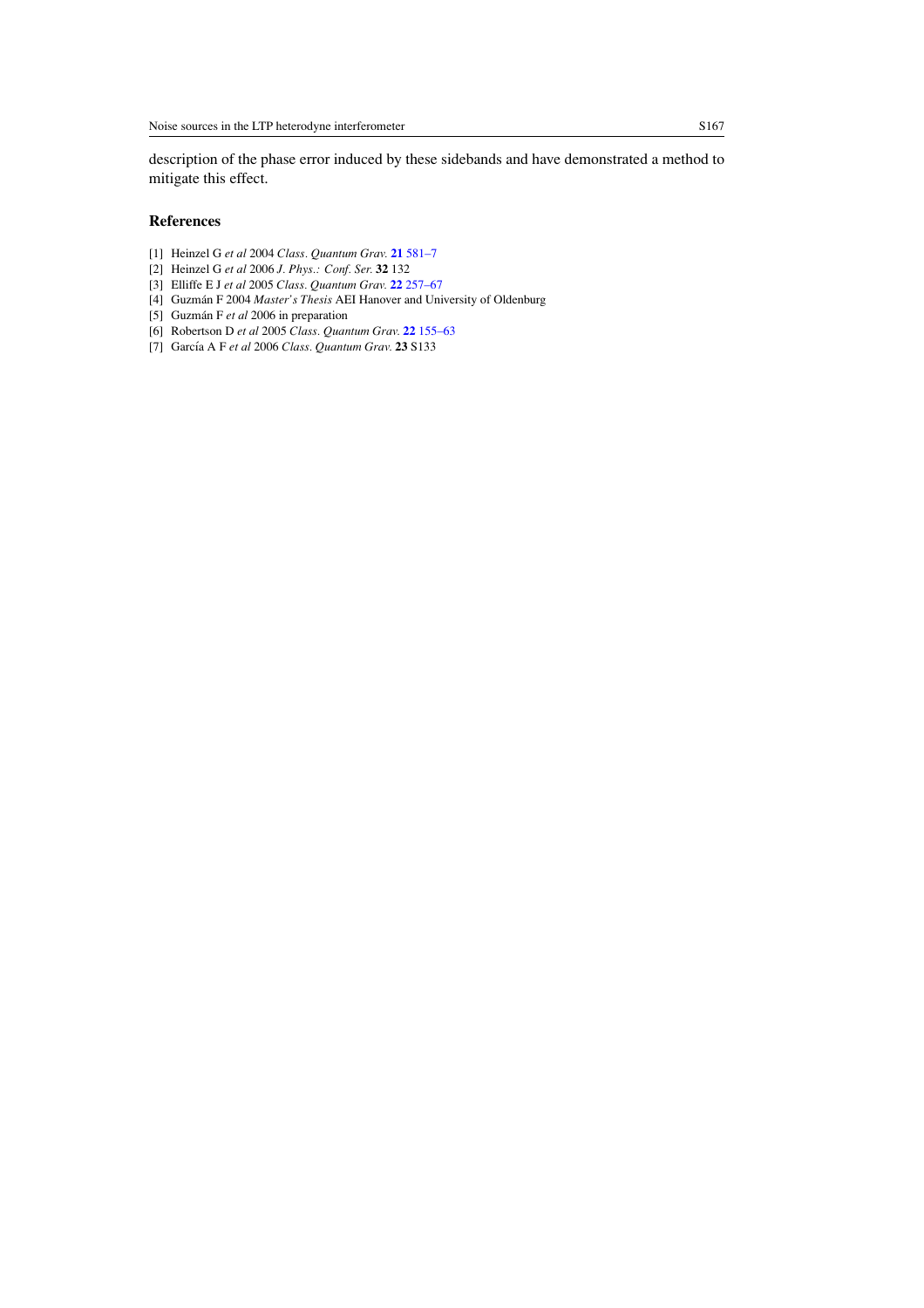description of the phase error induced by these sidebands and have demonstrated a method to mitigate this effect.

## References

[1] Heinzel G *et al* 2004 *Class. Quantum Grav.* **21** 581–7
[2] Heinzel G *et al* 2006 *J. Phys.: Conf. Ser.* **32** 132
[3] Elliffe E J *et al* 2005 *Class. Quantum Grav.* **22** 257–67
[4] Guzmán F 2004 *Master's Thesis* AEI Hanover and University of Oldenburg
[5] Guzmán F *et al* 2006 in preparation
[6] Robertson D *et al* 2005 *Class. Quantum Grav.* **22** 155–63
[7] García A F *et al* 2006 *Class. Quantum Grav.* **23** S133